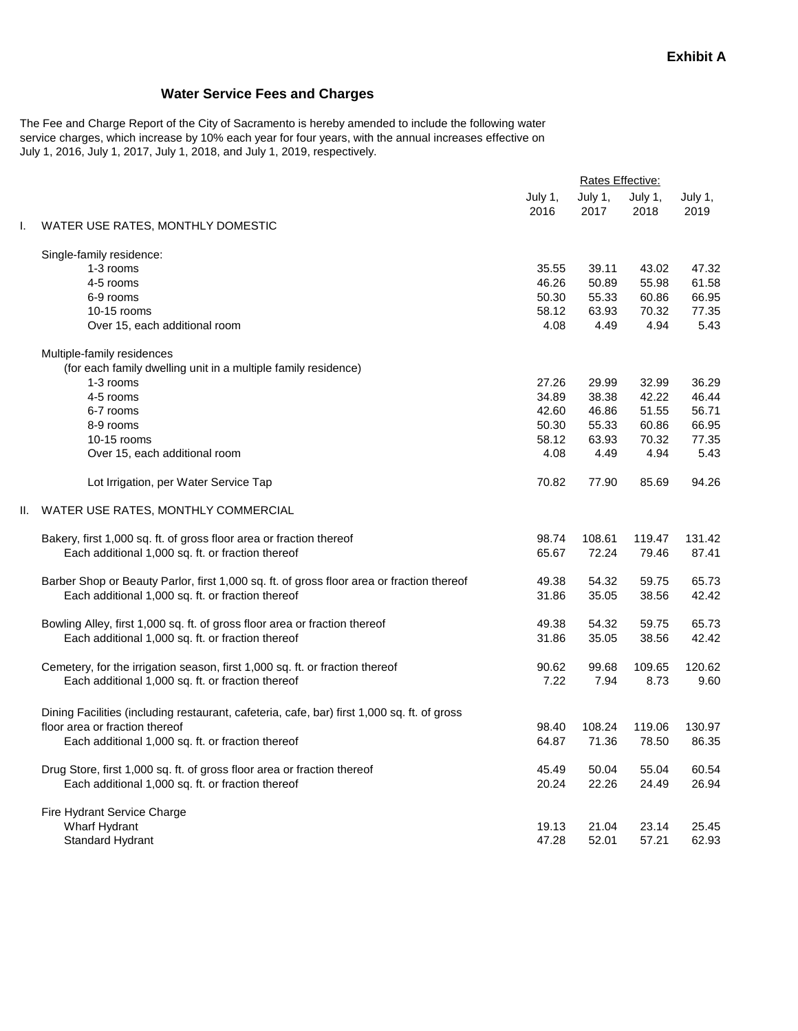**Exhibit A**

## Water Service Fees and Charges

The Fee and Charge Report of the City of Sacramento is hereby amended to include the following water service charges, which increase by 10% each year for four years, with the annual increases effective on July 1, 2016, July 1, 2017, July 1, 2018, and July 1, 2019, respectively.

| | Rates Effective: | | | |
|---|---|---|---|---|
| | July 1, 2016 | July 1, 2017 | July 1, 2018 | July 1, 2019 |
| **I. WATER USE RATES, MONTHLY DOMESTIC** | | | | |
| Single-family residence: | | | | |
| 1-3 rooms | 35.55 | 39.11 | 43.02 | 47.32 |
| 4-5 rooms | 46.26 | 50.89 | 55.98 | 61.58 |
| 6-9 rooms | 50.30 | 55.33 | 60.86 | 66.95 |
| 10-15 rooms | 58.12 | 63.93 | 70.32 | 77.35 |
| Over 15, each additional room | 4.08 | 4.49 | 4.94 | 5.43 |
| Multiple-family residences (for each family dwelling unit in a multiple family residence) | | | | |
| 1-3 rooms | 27.26 | 29.99 | 32.99 | 36.29 |
| 4-5 rooms | 34.89 | 38.38 | 42.22 | 46.44 |
| 6-7 rooms | 42.60 | 46.86 | 51.55 | 56.71 |
| 8-9 rooms | 50.30 | 55.33 | 60.86 | 66.95 |
| 10-15 rooms | 58.12 | 63.93 | 70.32 | 77.35 |
| Over 15, each additional room | 4.08 | 4.49 | 4.94 | 5.43 |
| Lot Irrigation, per Water Service Tap | 70.82 | 77.90 | 85.69 | 94.26 |
| **II. WATER USE RATES, MONTHLY COMMERCIAL** | | | | |
| Bakery, first 1,000 sq. ft. of gross floor area or fraction thereof | 98.74 | 108.61 | 119.47 | 131.42 |
| Each additional 1,000 sq. ft. or fraction thereof | 65.67 | 72.24 | 79.46 | 87.41 |
| Barber Shop or Beauty Parlor, first 1,000 sq. ft. of gross floor area or fraction thereof | 49.38 | 54.32 | 59.75 | 65.73 |
| Each additional 1,000 sq. ft. or fraction thereof | 31.86 | 35.05 | 38.56 | 42.42 |
| Bowling Alley, first 1,000 sq. ft. of gross floor area or fraction thereof | 49.38 | 54.32 | 59.75 | 65.73 |
| Each additional 1,000 sq. ft. or fraction thereof | 31.86 | 35.05 | 38.56 | 42.42 |
| Cemetery, for the irrigation season, first 1,000 sq. ft. or fraction thereof | 90.62 | 99.68 | 109.65 | 120.62 |
| Each additional 1,000 sq. ft. or fraction thereof | 7.22 | 7.94 | 8.73 | 9.60 |
| Dining Facilities (including restaurant, cafeteria, cafe, bar) first 1,000 sq. ft. of gross floor area or fraction thereof | 98.40 | 108.24 | 119.06 | 130.97 |
| Each additional 1,000 sq. ft. or fraction thereof | 64.87 | 71.36 | 78.50 | 86.35 |
| Drug Store, first 1,000 sq. ft. of gross floor area or fraction thereof | 45.49 | 50.04 | 55.04 | 60.54 |
| Each additional 1,000 sq. ft. or fraction thereof | 20.24 | 22.26 | 24.49 | 26.94 |
| Fire Hydrant Service Charge | | | | |
| Wharf Hydrant | 19.13 | 21.04 | 23.14 | 25.45 |
| Standard Hydrant | 47.28 | 52.01 | 57.21 | 62.93 |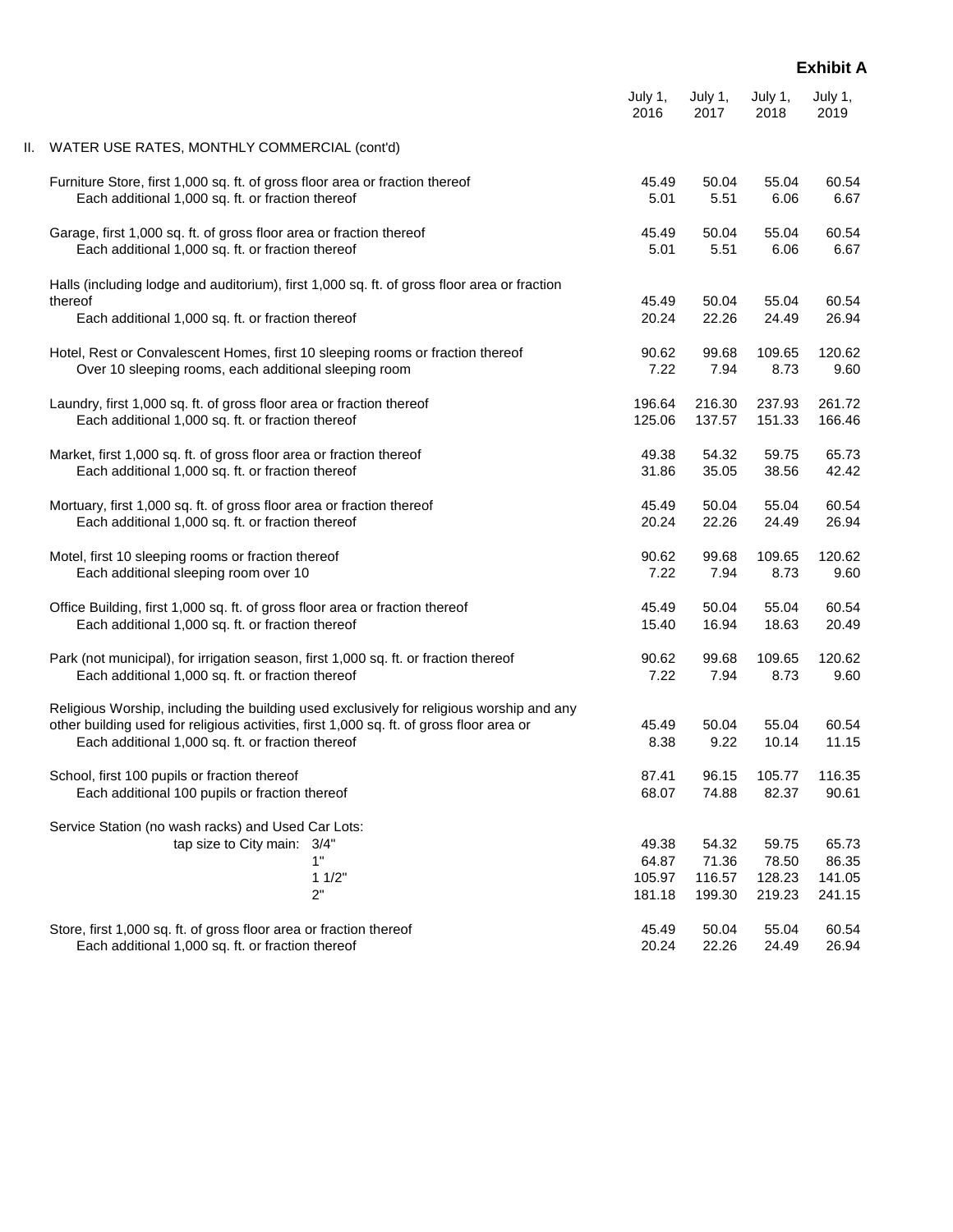**Exhibit A**

| | July 1, 2016 | July 1, 2017 | July 1, 2018 | July 1, 2019 |
|---|---|---|---|---|
| II. WATER USE RATES, MONTHLY COMMERCIAL (cont'd) | | | | |
| Furniture Store, first 1,000 sq. ft. of gross floor area or fraction thereof | 45.49 | 50.04 | 55.04 | 60.54 |
| Each additional 1,000 sq. ft. or fraction thereof | 5.01 | 5.51 | 6.06 | 6.67 |
| Garage, first 1,000 sq. ft. of gross floor area or fraction thereof | 45.49 | 50.04 | 55.04 | 60.54 |
| Each additional 1,000 sq. ft. or fraction thereof | 5.01 | 5.51 | 6.06 | 6.67 |
| Halls (including lodge and auditorium), first 1,000 sq. ft. of gross floor area or fraction thereof | 45.49 | 50.04 | 55.04 | 60.54 |
| Each additional 1,000 sq. ft. or fraction thereof | 20.24 | 22.26 | 24.49 | 26.94 |
| Hotel, Rest or Convalescent Homes, first 10 sleeping rooms or fraction thereof | 90.62 | 99.68 | 109.65 | 120.62 |
| Over 10 sleeping rooms, each additional sleeping room | 7.22 | 7.94 | 8.73 | 9.60 |
| Laundry, first 1,000 sq. ft. of gross floor area or fraction thereof | 196.64 | 216.30 | 237.93 | 261.72 |
| Each additional 1,000 sq. ft. or fraction thereof | 125.06 | 137.57 | 151.33 | 166.46 |
| Market, first 1,000 sq. ft. of gross floor area or fraction thereof | 49.38 | 54.32 | 59.75 | 65.73 |
| Each additional 1,000 sq. ft. or fraction thereof | 31.86 | 35.05 | 38.56 | 42.42 |
| Mortuary, first 1,000 sq. ft. of gross floor area or fraction thereof | 45.49 | 50.04 | 55.04 | 60.54 |
| Each additional 1,000 sq. ft. or fraction thereof | 20.24 | 22.26 | 24.49 | 26.94 |
| Motel, first 10 sleeping rooms or fraction thereof | 90.62 | 99.68 | 109.65 | 120.62 |
| Each additional sleeping room over 10 | 7.22 | 7.94 | 8.73 | 9.60 |
| Office Building, first 1,000 sq. ft. of gross floor area or fraction thereof | 45.49 | 50.04 | 55.04 | 60.54 |
| Each additional 1,000 sq. ft. or fraction thereof | 15.40 | 16.94 | 18.63 | 20.49 |
| Park (not municipal), for irrigation season, first 1,000 sq. ft. or fraction thereof | 90.62 | 99.68 | 109.65 | 120.62 |
| Each additional 1,000 sq. ft. or fraction thereof | 7.22 | 7.94 | 8.73 | 9.60 |
| Religious Worship, including the building used exclusively for religious worship and any other building used for religious activities, first 1,000 sq. ft. of gross floor area or | 45.49 | 50.04 | 55.04 | 60.54 |
| Each additional 1,000 sq. ft. or fraction thereof | 8.38 | 9.22 | 10.14 | 11.15 |
| School, first 100 pupils or fraction thereof | 87.41 | 96.15 | 105.77 | 116.35 |
| Each additional 100 pupils or fraction thereof | 68.07 | 74.88 | 82.37 | 90.61 |
| Service Station (no wash racks) and Used Car Lots: | | | | |
| tap size to City main: 3/4" | 49.38 | 54.32 | 59.75 | 65.73 |
| 1" | 64.87 | 71.36 | 78.50 | 86.35 |
| 1 1/2" | 105.97 | 116.57 | 128.23 | 141.05 |
| 2" | 181.18 | 199.30 | 219.23 | 241.15 |
| Store, first 1,000 sq. ft. of gross floor area or fraction thereof | 45.49 | 50.04 | 55.04 | 60.54 |
| Each additional 1,000 sq. ft. or fraction thereof | 20.24 | 22.26 | 24.49 | 26.94 |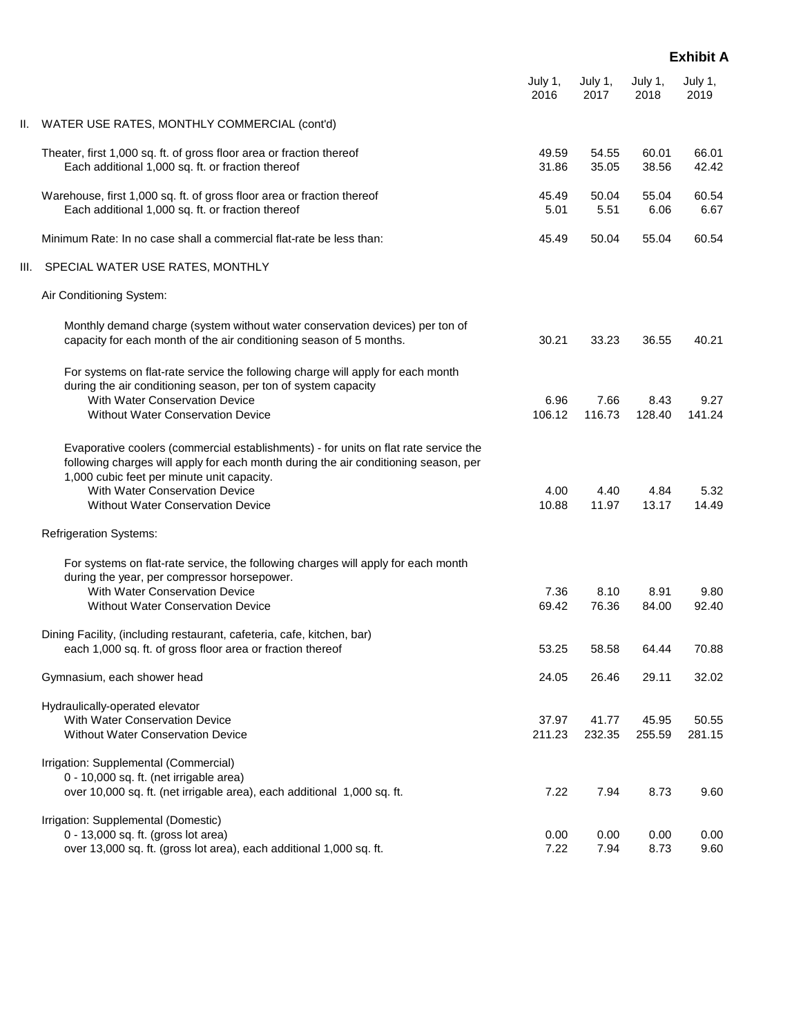**Exhibit A**

| | July 1, 2016 | July 1, 2017 | July 1, 2018 | July 1, 2019 |
|---|---|---|---|---|
| **II. WATER USE RATES, MONTHLY COMMERCIAL (cont'd)** | | | | |
| Theater, first 1,000 sq. ft. of gross floor area or fraction thereof | 49.59 | 54.55 | 60.01 | 66.01 |
| Each additional 1,000 sq. ft. or fraction thereof | 31.86 | 35.05 | 38.56 | 42.42 |
| Warehouse, first 1,000 sq. ft. of gross floor area or fraction thereof | 45.49 | 50.04 | 55.04 | 60.54 |
| Each additional 1,000 sq. ft. or fraction thereof | 5.01 | 5.51 | 6.06 | 6.67 |
| Minimum Rate: In no case shall a commercial flat-rate be less than: | 45.49 | 50.04 | 55.04 | 60.54 |
| **III. SPECIAL WATER USE RATES, MONTHLY** | | | | |
| Air Conditioning System: | | | | |
| Monthly demand charge (system without water conservation devices) per ton of capacity for each month of the air conditioning season of 5 months. | 30.21 | 33.23 | 36.55 | 40.21 |
| For systems on flat-rate service the following charge will apply for each month during the air conditioning season, per ton of system capacity | | | | |
| With Water Conservation Device | 6.96 | 7.66 | 8.43 | 9.27 |
| Without Water Conservation Device | 106.12 | 116.73 | 128.40 | 141.24 |
| Evaporative coolers (commercial establishments) - for units on flat rate service the following charges will apply for each month during the air conditioning season, per 1,000 cubic feet per minute unit capacity. | | | | |
| With Water Conservation Device | 4.00 | 4.40 | 4.84 | 5.32 |
| Without Water Conservation Device | 10.88 | 11.97 | 13.17 | 14.49 |
| Refrigeration Systems: | | | | |
| For systems on flat-rate service, the following charges will apply for each month during the year, per compressor horsepower. | | | | |
| With Water Conservation Device | 7.36 | 8.10 | 8.91 | 9.80 |
| Without Water Conservation Device | 69.42 | 76.36 | 84.00 | 92.40 |
| Dining Facility, (including restaurant, cafeteria, cafe, kitchen, bar) each 1,000 sq. ft. of gross floor area or fraction thereof | 53.25 | 58.58 | 64.44 | 70.88 |
| Gymnasium, each shower head | 24.05 | 26.46 | 29.11 | 32.02 |
| Hydraulically-operated elevator | | | | |
| With Water Conservation Device | 37.97 | 41.77 | 45.95 | 50.55 |
| Without Water Conservation Device | 211.23 | 232.35 | 255.59 | 281.15 |
| Irrigation: Supplemental (Commercial) | | | | |
| 0 - 10,000 sq. ft. (net irrigable area) | | | | |
| over 10,000 sq. ft. (net irrigable area), each additional 1,000 sq. ft. | 7.22 | 7.94 | 8.73 | 9.60 |
| Irrigation: Supplemental (Domestic) | | | | |
| 0 - 13,000 sq. ft. (gross lot area) | 0.00 | 0.00 | 0.00 | 0.00 |
| over 13,000 sq. ft. (gross lot area), each additional 1,000 sq. ft. | 7.22 | 7.94 | 8.73 | 9.60 |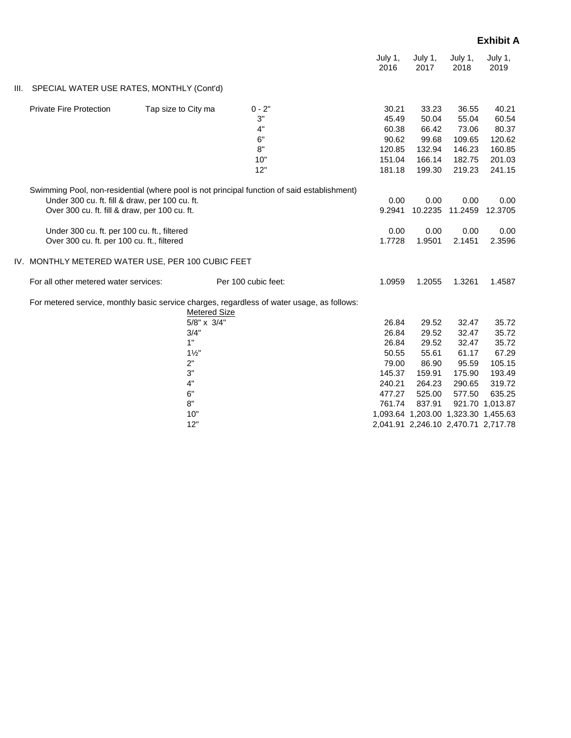**Exhibit A**

| | | | July 1, 2016 | July 1, 2017 | July 1, 2018 | July 1, 2019 |
|---|---|---|---|---|---|---|
| III. SPECIAL WATER USE RATES, MONTHLY (Cont'd) | | | | | | |
| Private Fire Protection | Tap size to City ma | 0 - 2" | 30.21 | 33.23 | 36.55 | 40.21 |
| | | 3" | 45.49 | 50.04 | 55.04 | 60.54 |
| | | 4" | 60.38 | 66.42 | 73.06 | 80.37 |
| | | 6" | 90.62 | 99.68 | 109.65 | 120.62 |
| | | 8" | 120.85 | 132.94 | 146.23 | 160.85 |
| | | 10" | 151.04 | 166.14 | 182.75 | 201.03 |
| | | 12" | 181.18 | 199.30 | 219.23 | 241.15 |
| Swimming Pool, non-residential (where pool is not principal function of said establishment) | | | | | | |
| Under 300 cu. ft. fill & draw, per 100 cu. ft. | | | 0.00 | 0.00 | 0.00 | 0.00 |
| Over 300 cu. ft. fill & draw, per 100 cu. ft. | | | 9.2941 | 10.2235 | 11.2459 | 12.3705 |
| Under 300 cu. ft. per 100 cu. ft., filtered | | | 0.00 | 0.00 | 0.00 | 0.00 |
| Over 300 cu. ft. per 100 cu. ft., filtered | | | 1.7728 | 1.9501 | 2.1451 | 2.3596 |
| IV. MONTHLY METERED WATER USE, PER 100 CUBIC FEET | | | | | | |
| For all other metered water services: | | Per 100 cubic feet: | 1.0959 | 1.2055 | 1.3261 | 1.4587 |
| For metered service, monthly basic service charges, regardless of water usage, as follows: | | | | | | |
| | Metered Size | | | | | |
| | 5/8" x 3/4" | | 26.84 | 29.52 | 32.47 | 35.72 |
| | 3/4" | | 26.84 | 29.52 | 32.47 | 35.72 |
| | 1" | | 26.84 | 29.52 | 32.47 | 35.72 |
| | 1½" | | 50.55 | 55.61 | 61.17 | 67.29 |
| | 2" | | 79.00 | 86.90 | 95.59 | 105.15 |
| | 3" | | 145.37 | 159.91 | 175.90 | 193.49 |
| | 4" | | 240.21 | 264.23 | 290.65 | 319.72 |
| | 6" | | 477.27 | 525.00 | 577.50 | 635.25 |
| | 8" | | 761.74 | 837.91 | 921.70 | 1,013.87 |
| | 10" | | 1,093.64 | 1,203.00 | 1,323.30 | 1,455.63 |
| | 12" | | 2,041.91 | 2,246.10 | 2,470.71 | 2,717.78 |